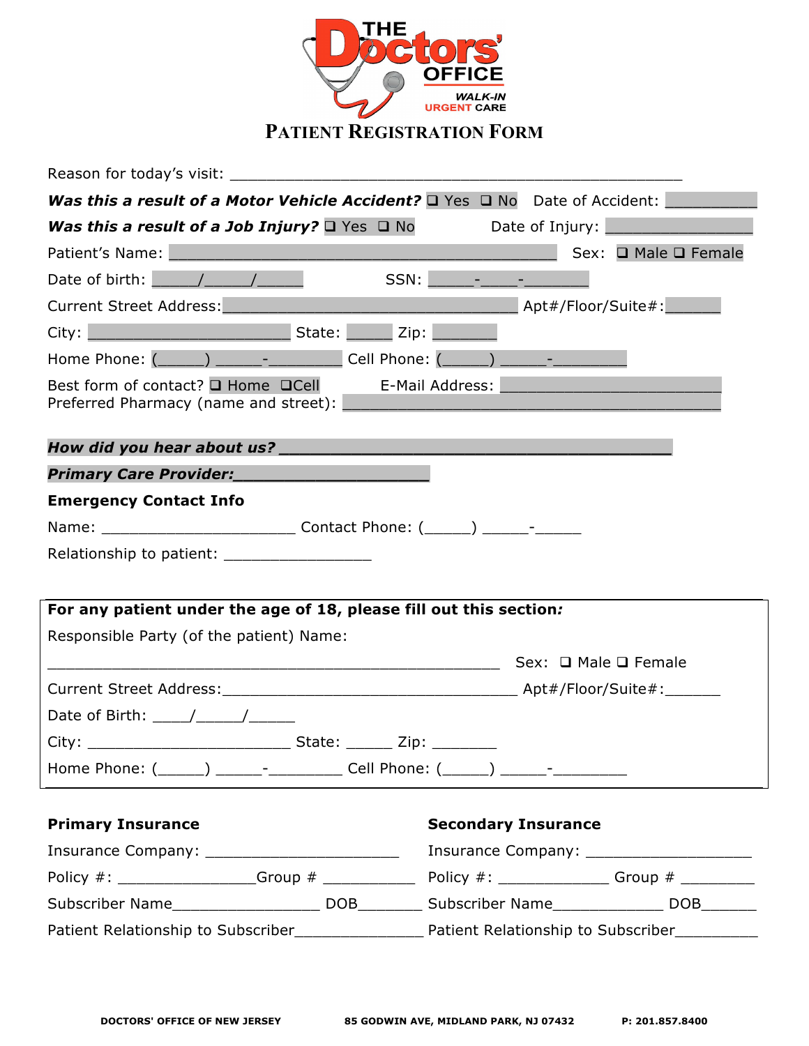THE Doctors' OFFICE
WALK-IN URGENT CARE

# PATIENT REGISTRATION FORM

Reason for today's visit: ______________________________________________________

***Was this a result of a Motor Vehicle Accident?*** ❑ Yes ❑ No   Date of Accident: ___________

***Was this a result of a Job Injury?*** ❑ Yes ❑ No   Date of Injury: _________________

Patient's Name: ______________________________________________ Sex: ❑ Male ❑ Female

Date of birth: _____/_____/_____   SSN: _____-____-_______

Current Street Address:___________________________________ Apt#/Floor/Suite#:______

City: ________________________ State: _____ Zip: _______

Home Phone: (_____) _____-________ Cell Phone: (_____) _____-________

Best form of contact? ❑ Home ❑Cell   E-Mail Address: ________________________

Preferred Pharmacy (name and street): ____________________________________________

***How did you hear about us?*** _______________________________________________

***Primary Care Provider:***______________________

**Emergency Contact Info**

Name: _______________________ Contact Phone: (_____) _____-_____

Relationship to patient: _________________

**For any patient under the age of 18, please fill out this section*:***

Responsible Party (of the patient) Name:

______________________________________________________ Sex: ❑ Male ❑ Female

Current Street Address:___________________________________ Apt#/Floor/Suite#:______

Date of Birth: ____/_____/_____

City: ________________________ State: _____ Zip: _______

Home Phone: (_____) _____-________ Cell Phone: (_____) _____-________

**Primary Insurance**

Insurance Company: ______________________

Policy #: ________________Group # ___________

Subscriber Name_________________ DOB_______

Patient Relationship to Subscriber_______________

**Secondary Insurance**

Insurance Company: ___________________

Policy #: _____________ Group # ________

Subscriber Name_____________ DOB______

Patient Relationship to Subscriber_________

DOCTORS' OFFICE OF NEW JERSEY   85 GODWIN AVE, MIDLAND PARK, NJ 07432   P: 201.857.8400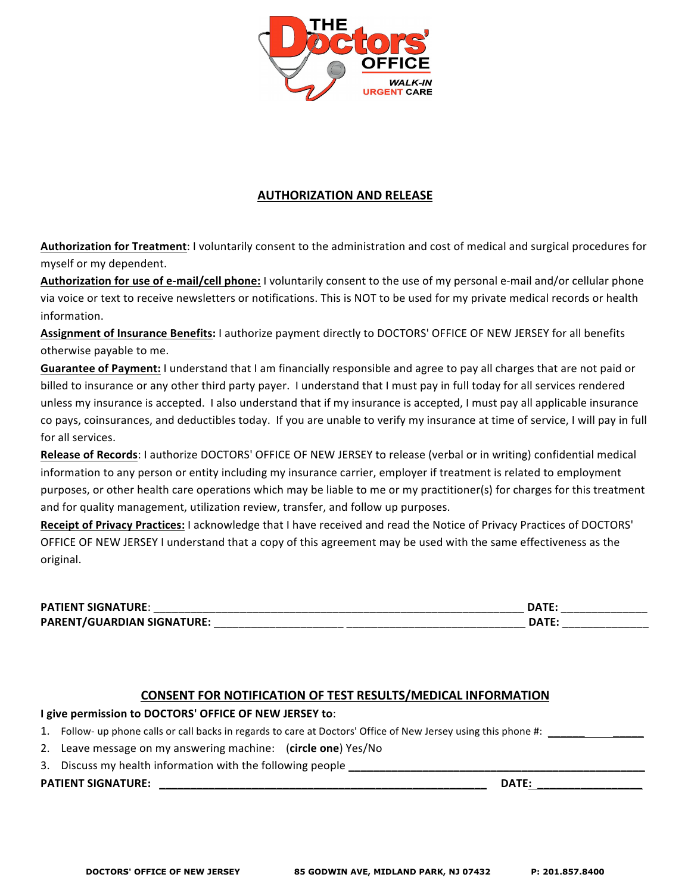THE Doctors' OFFICE
WALK-IN URGENT CARE

## AUTHORIZATION AND RELEASE

**Authorization for Treatment**: I voluntarily consent to the administration and cost of medical and surgical procedures for myself or my dependent.

**Authorization for use of e-mail/cell phone:** I voluntarily consent to the use of my personal e-mail and/or cellular phone via voice or text to receive newsletters or notifications. This is NOT to be used for my private medical records or health information.

**Assignment of Insurance Benefits:** I authorize payment directly to DOCTORS' OFFICE OF NEW JERSEY for all benefits otherwise payable to me.

**Guarantee of Payment:** I understand that I am financially responsible and agree to pay all charges that are not paid or billed to insurance or any other third party payer. I understand that I must pay in full today for all services rendered unless my insurance is accepted. I also understand that if my insurance is accepted, I must pay all applicable insurance co pays, coinsurances, and deductibles today. If you are unable to verify my insurance at time of service, I will pay in full for all services.

**Release of Records**: I authorize DOCTORS' OFFICE OF NEW JERSEY to release (verbal or in writing) confidential medical information to any person or entity including my insurance carrier, employer if treatment is related to employment purposes, or other health care operations which may be liable to me or my practitioner(s) for charges for this treatment and for quality management, utilization review, transfer, and follow up purposes.

**Receipt of Privacy Practices:** I acknowledge that I have received and read the Notice of Privacy Practices of DOCTORS' OFFICE OF NEW JERSEY I understand that a copy of this agreement may be used with the same effectiveness as the original.

**PATIENT SIGNATURE**: ______________________________________________ **DATE:** ______________

**PARENT/GUARDIAN SIGNATURE:** _____________________ ____________________________ **DATE:** ______________

## CONSENT FOR NOTIFICATION OF TEST RESULTS/MEDICAL INFORMATION

**I give permission to DOCTORS' OFFICE OF NEW JERSEY to**:

1. Follow- up phone calls or call backs in regards to care at Doctors' Office of New Jersey using this phone #: ______ _____
2. Leave message on my answering machine: (**circle one**) Yes/No
3. Discuss my health information with the following people ______________________________________________

**PATIENT SIGNATURE:** ______________________________________________ **DATE:** _________________

DOCTORS' OFFICE OF NEW JERSEY    85 GODWIN AVE, MIDLAND PARK, NJ 07432    P: 201.857.8400